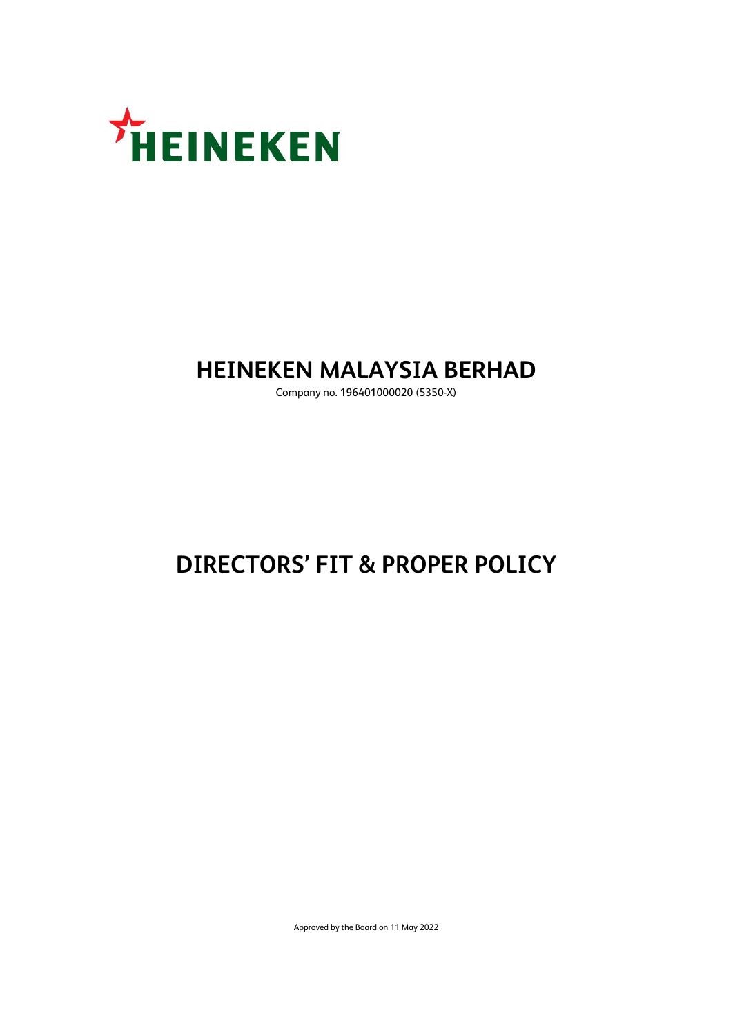HEINEKEN

# HEINEKEN MALAYSIA BERHAD

Company no. 196401000020 (5350-X)

# DIRECTORS' FIT & PROPER POLICY

Approved by the Board on 11 May 2022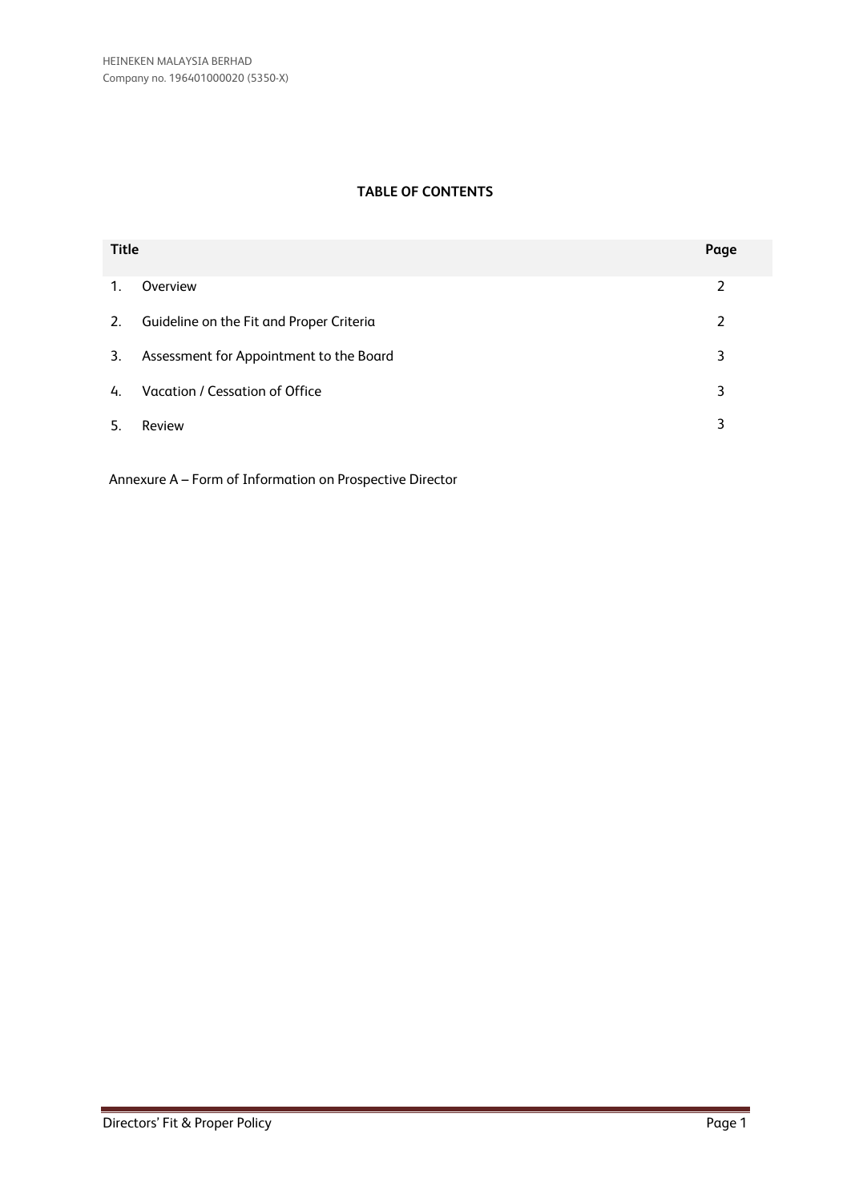# TABLE OF CONTENTS

| Title | | Page |
|---|---|---|
| 1. | Overview | 2 |
| 2. | Guideline on the Fit and Proper Criteria | 2 |
| 3. | Assessment for Appointment to the Board | 3 |
| 4. | Vacation / Cessation of Office | 3 |
| 5. | Review | 3 |

Annexure A – Form of Information on Prospective Director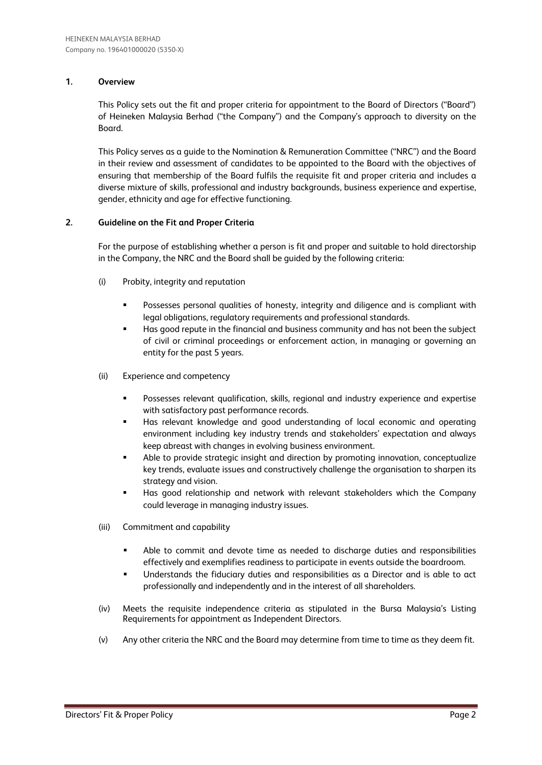## 1. Overview

This Policy sets out the fit and proper criteria for appointment to the Board of Directors ("Board") of Heineken Malaysia Berhad ("the Company") and the Company's approach to diversity on the Board.

This Policy serves as a guide to the Nomination & Remuneration Committee ("NRC") and the Board in their review and assessment of candidates to be appointed to the Board with the objectives of ensuring that membership of the Board fulfils the requisite fit and proper criteria and includes a diverse mixture of skills, professional and industry backgrounds, business experience and expertise, gender, ethnicity and age for effective functioning.

## 2. Guideline on the Fit and Proper Criteria

For the purpose of establishing whether a person is fit and proper and suitable to hold directorship in the Company, the NRC and the Board shall be guided by the following criteria:

(i) Probity, integrity and reputation

- Possesses personal qualities of honesty, integrity and diligence and is compliant with legal obligations, regulatory requirements and professional standards.
- Has good repute in the financial and business community and has not been the subject of civil or criminal proceedings or enforcement action, in managing or governing an entity for the past 5 years.

(ii) Experience and competency

- Possesses relevant qualification, skills, regional and industry experience and expertise with satisfactory past performance records.
- Has relevant knowledge and good understanding of local economic and operating environment including key industry trends and stakeholders' expectation and always keep abreast with changes in evolving business environment.
- Able to provide strategic insight and direction by promoting innovation, conceptualize key trends, evaluate issues and constructively challenge the organisation to sharpen its strategy and vision.
- Has good relationship and network with relevant stakeholders which the Company could leverage in managing industry issues.

(iii) Commitment and capability

- Able to commit and devote time as needed to discharge duties and responsibilities effectively and exemplifies readiness to participate in events outside the boardroom.
- Understands the fiduciary duties and responsibilities as a Director and is able to act professionally and independently and in the interest of all shareholders.

(iv) Meets the requisite independence criteria as stipulated in the Bursa Malaysia's Listing Requirements for appointment as Independent Directors.

(v) Any other criteria the NRC and the Board may determine from time to time as they deem fit.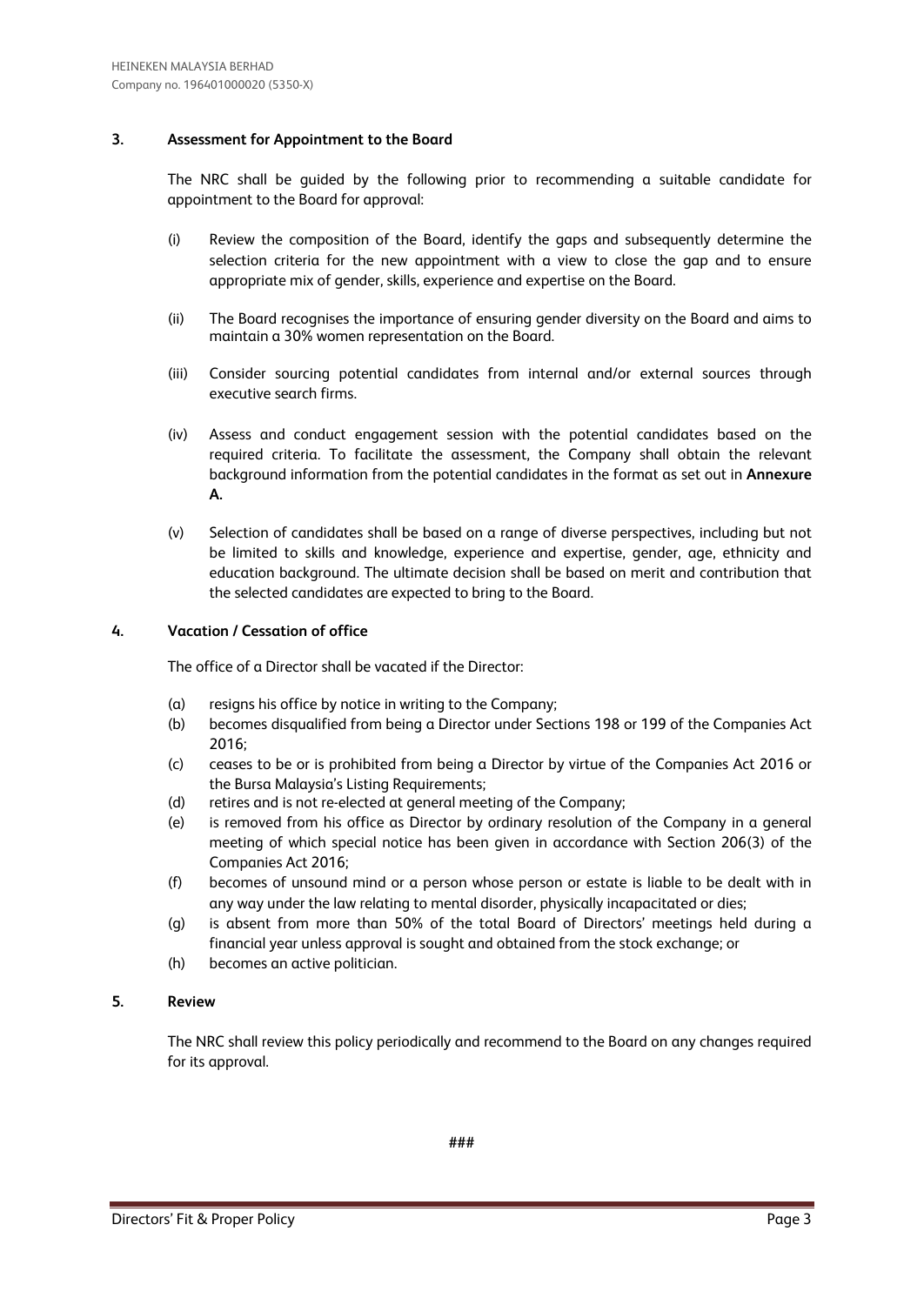## 3. Assessment for Appointment to the Board

The NRC shall be guided by the following prior to recommending a suitable candidate for appointment to the Board for approval:

(i) Review the composition of the Board, identify the gaps and subsequently determine the selection criteria for the new appointment with a view to close the gap and to ensure appropriate mix of gender, skills, experience and expertise on the Board.

(ii) The Board recognises the importance of ensuring gender diversity on the Board and aims to maintain a 30% women representation on the Board.

(iii) Consider sourcing potential candidates from internal and/or external sources through executive search firms.

(iv) Assess and conduct engagement session with the potential candidates based on the required criteria. To facilitate the assessment, the Company shall obtain the relevant background information from the potential candidates in the format as set out in **Annexure A**.

(v) Selection of candidates shall be based on a range of diverse perspectives, including but not be limited to skills and knowledge, experience and expertise, gender, age, ethnicity and education background. The ultimate decision shall be based on merit and contribution that the selected candidates are expected to bring to the Board.

## 4. Vacation / Cessation of office

The office of a Director shall be vacated if the Director:

(a) resigns his office by notice in writing to the Company;
(b) becomes disqualified from being a Director under Sections 198 or 199 of the Companies Act 2016;
(c) ceases to be or is prohibited from being a Director by virtue of the Companies Act 2016 or the Bursa Malaysia's Listing Requirements;
(d) retires and is not re-elected at general meeting of the Company;
(e) is removed from his office as Director by ordinary resolution of the Company in a general meeting of which special notice has been given in accordance with Section 206(3) of the Companies Act 2016;
(f) becomes of unsound mind or a person whose person or estate is liable to be dealt with in any way under the law relating to mental disorder, physically incapacitated or dies;
(g) is absent from more than 50% of the total Board of Directors' meetings held during a financial year unless approval is sought and obtained from the stock exchange; or
(h) becomes an active politician.

## 5. Review

The NRC shall review this policy periodically and recommend to the Board on any changes required for its approval.

###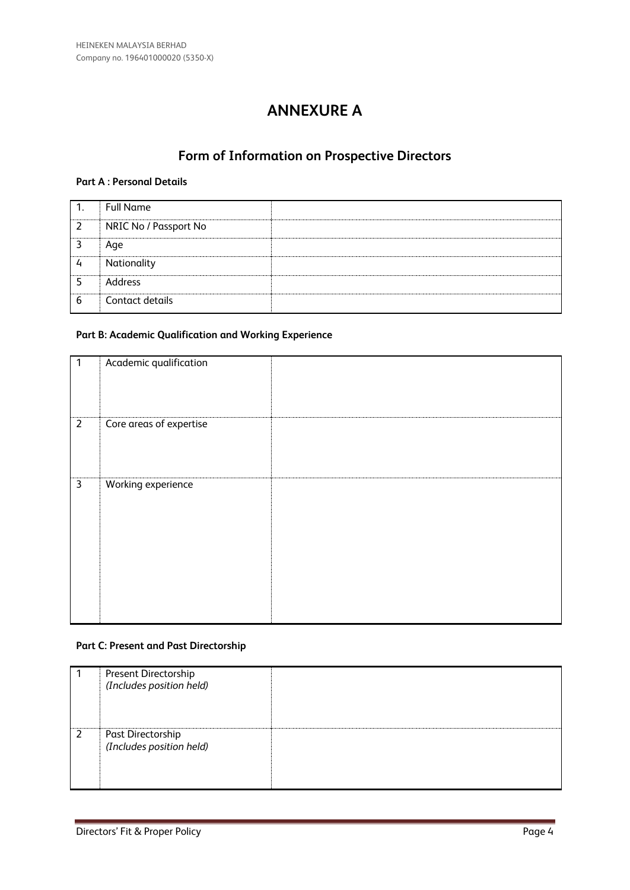# ANNEXURE A

## Form of Information on Prospective Directors

**Part A : Personal Details**

| | | |
|---|---|---|
| 1. | Full Name | |
| 2 | NRIC No / Passport No | |
| 3 | Age | |
| 4 | Nationality | |
| 5 | Address | |
| 6 | Contact details | |

**Part B: Academic Qualification and Working Experience**

| | | |
|---|---|---|
| 1 | Academic qualification | |
| 2 | Core areas of expertise | |
| 3 | Working experience | |

**Part C: Present and Past Directorship**

| | | |
|---|---|---|
| 1 | Present Directorship *(Includes position held)* | |
| 2 | Past Directorship *(Includes position held)* | |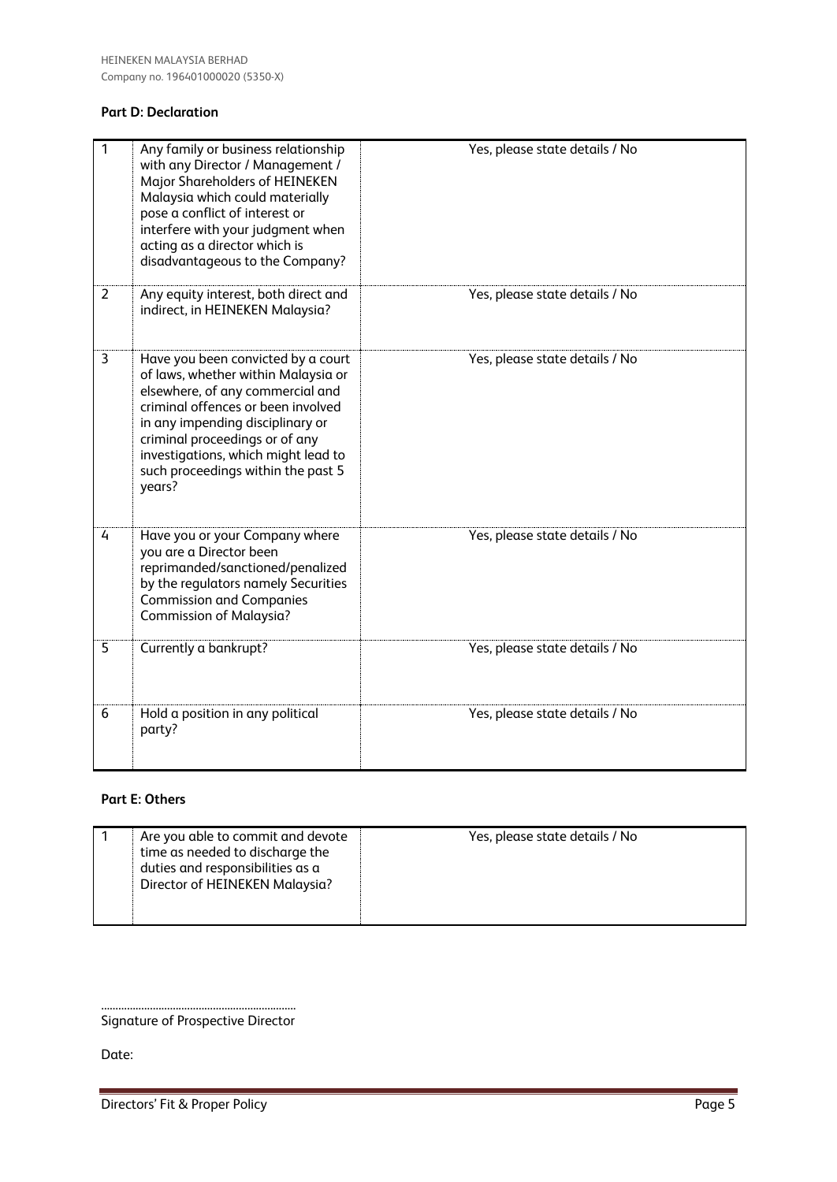**Part D: Declaration**

| | | |
|---|---|---|
| 1 | Any family or business relationship with any Director / Management / Major Shareholders of HEINEKEN Malaysia which could materially pose a conflict of interest or interfere with your judgment when acting as a director which is disadvantageous to the Company? | Yes, please state details / No |
| 2 | Any equity interest, both direct and indirect, in HEINEKEN Malaysia? | Yes, please state details / No |
| 3 | Have you been convicted by a court of laws, whether within Malaysia or elsewhere, of any commercial and criminal offences or been involved in any impending disciplinary or criminal proceedings or of any investigations, which might lead to such proceedings within the past 5 years? | Yes, please state details / No |
| 4 | Have you or your Company where you are a Director been reprimanded/sanctioned/penalized by the regulators namely Securities Commission and Companies Commission of Malaysia? | Yes, please state details / No |
| 5 | Currently a bankrupt? | Yes, please state details / No |
| 6 | Hold a position in any political party? | Yes, please state details / No |

**Part E: Others**

| | | |
|---|---|---|
| 1 | Are you able to commit and devote time as needed to discharge the duties and responsibilities as a Director of HEINEKEN Malaysia? | Yes, please state details / No |

..................................................................
Signature of Prospective Director

Date: